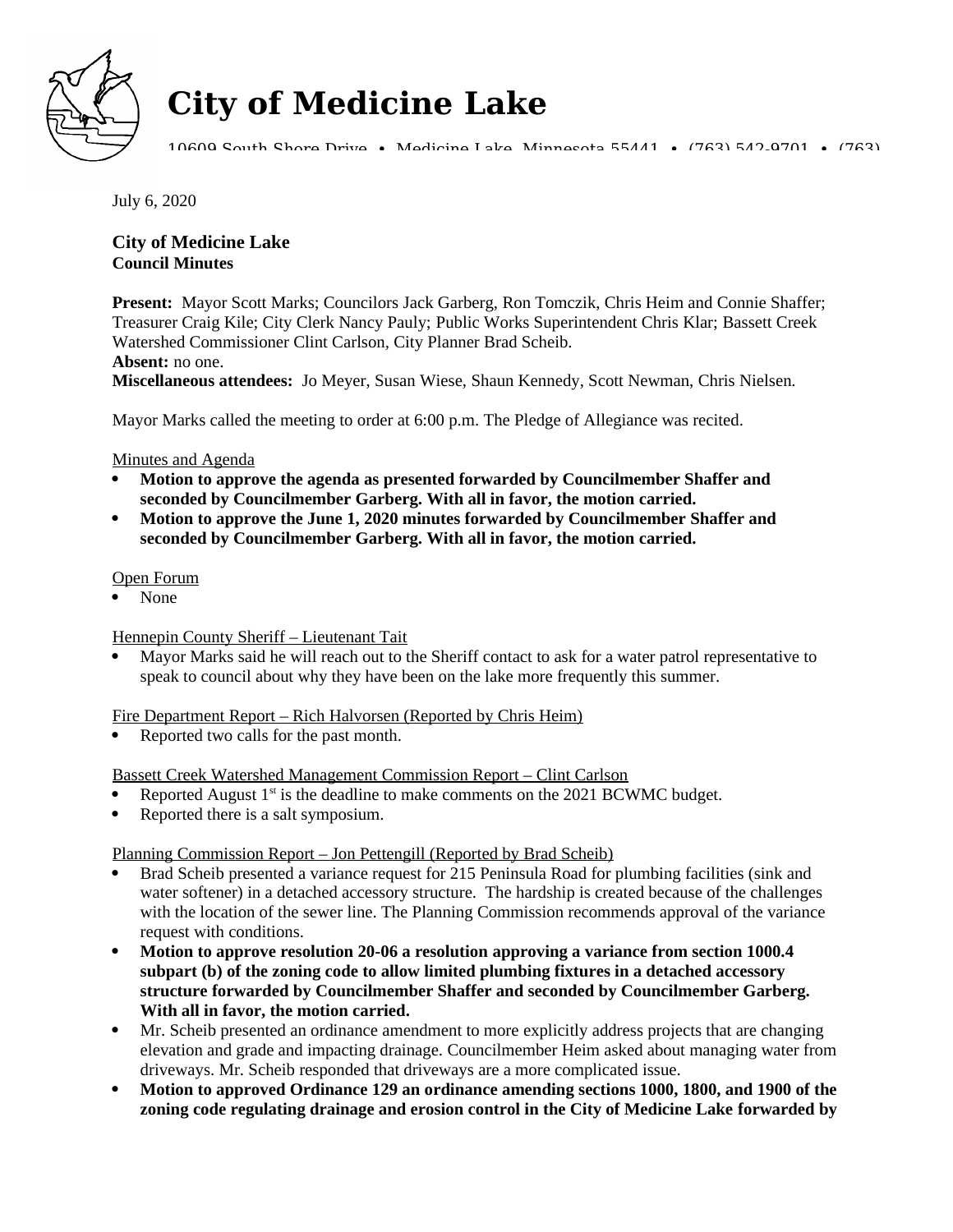# City of Medicine Lake

10609 South Shore Drive • Medicine Lake, Minnesota 55441 • (763) 542-9701 • (763)

July 6, 2020

**City of Medicine Lake**
**Council Minutes**

**Present:** Mayor Scott Marks; Councilors Jack Garberg, Ron Tomczik, Chris Heim and Connie Shaffer; Treasurer Craig Kile; City Clerk Nancy Pauly; Public Works Superintendent Chris Klar; Bassett Creek Watershed Commissioner Clint Carlson, City Planner Brad Scheib.
**Absent:** no one.
**Miscellaneous attendees:** Jo Meyer, Susan Wiese, Shaun Kennedy, Scott Newman, Chris Nielsen.

Mayor Marks called the meeting to order at 6:00 p.m. The Pledge of Allegiance was recited.

Minutes and Agenda

- **Motion to approve the agenda as presented forwarded by Councilmember Shaffer and seconded by Councilmember Garberg. With all in favor, the motion carried.**
- **Motion to approve the June 1, 2020 minutes forwarded by Councilmember Shaffer and seconded by Councilmember Garberg. With all in favor, the motion carried.**

Open Forum

- None

Hennepin County Sheriff – Lieutenant Tait

- Mayor Marks said he will reach out to the Sheriff contact to ask for a water patrol representative to speak to council about why they have been on the lake more frequently this summer.

Fire Department Report – Rich Halvorsen (Reported by Chris Heim)

- Reported two calls for the past month.

Bassett Creek Watershed Management Commission Report – Clint Carlson

- Reported August 1st is the deadline to make comments on the 2021 BCWMC budget.
- Reported there is a salt symposium.

Planning Commission Report – Jon Pettengill (Reported by Brad Scheib)

- Brad Scheib presented a variance request for 215 Peninsula Road for plumbing facilities (sink and water softener) in a detached accessory structure. The hardship is created because of the challenges with the location of the sewer line. The Planning Commission recommends approval of the variance request with conditions.
- **Motion to approve resolution 20-06 a resolution approving a variance from section 1000.4 subpart (b) of the zoning code to allow limited plumbing fixtures in a detached accessory structure forwarded by Councilmember Shaffer and seconded by Councilmember Garberg. With all in favor, the motion carried.**
- Mr. Scheib presented an ordinance amendment to more explicitly address projects that are changing elevation and grade and impacting drainage. Councilmember Heim asked about managing water from driveways. Mr. Scheib responded that driveways are a more complicated issue.
- **Motion to approved Ordinance 129 an ordinance amending sections 1000, 1800, and 1900 of the zoning code regulating drainage and erosion control in the City of Medicine Lake forwarded by**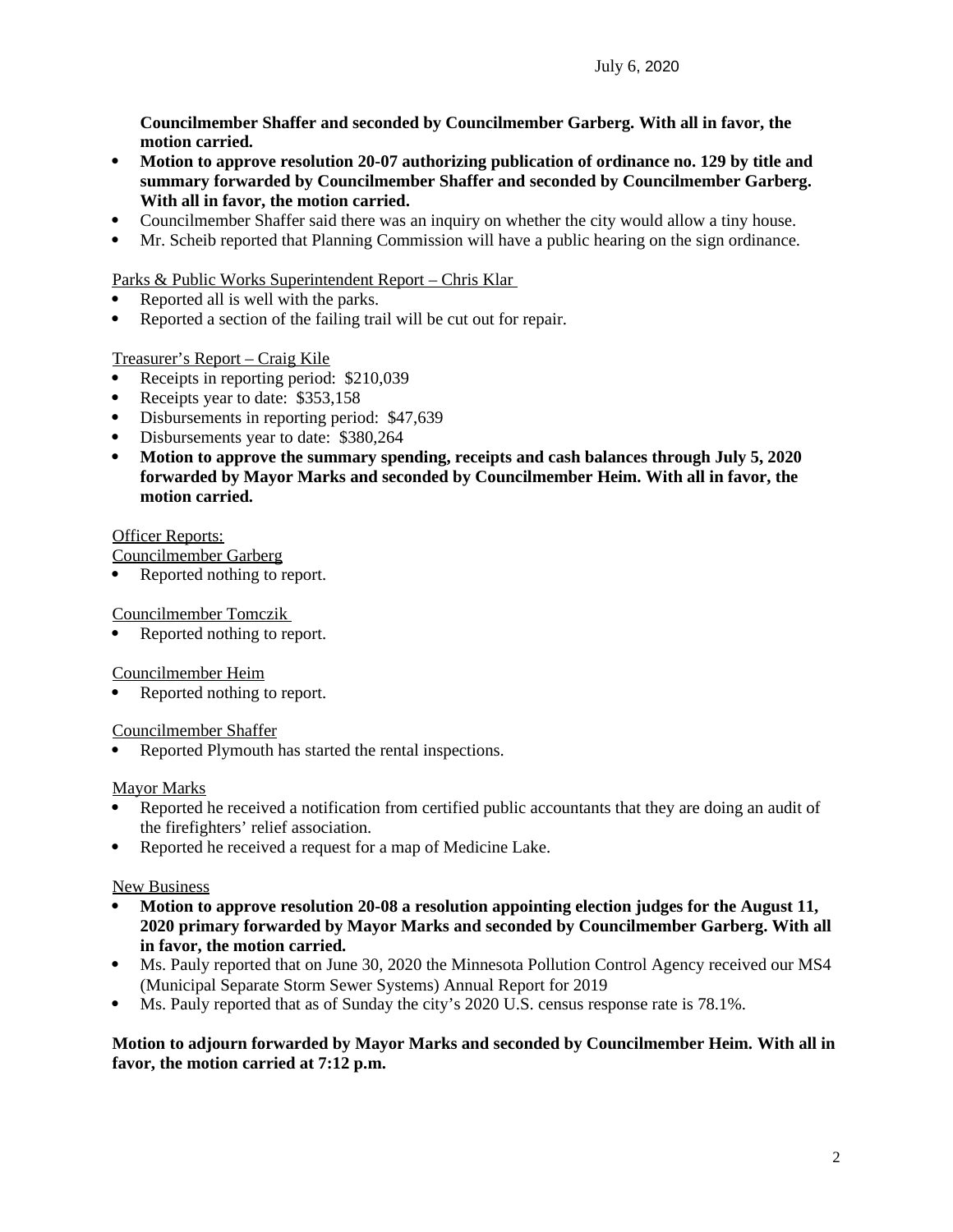**Councilmember Shaffer and seconded by Councilmember Garberg. With all in favor, the motion carried.**

- **Motion to approve resolution 20-07 authorizing publication of ordinance no. 129 by title and summary forwarded by Councilmember Shaffer and seconded by Councilmember Garberg. With all in favor, the motion carried.**
- Councilmember Shaffer said there was an inquiry on whether the city would allow a tiny house.
- Mr. Scheib reported that Planning Commission will have a public hearing on the sign ordinance.

Parks & Public Works Superintendent Report – Chris Klar

- Reported all is well with the parks.
- Reported a section of the failing trail will be cut out for repair.

Treasurer's Report – Craig Kile

- Receipts in reporting period: $210,039
- Receipts year to date: $353,158
- Disbursements in reporting period: $47,639
- Disbursements year to date: $380,264
- **Motion to approve the summary spending, receipts and cash balances through July 5, 2020 forwarded by Mayor Marks and seconded by Councilmember Heim. With all in favor, the motion carried.**

Officer Reports:

Councilmember Garberg

- Reported nothing to report.

Councilmember Tomczik

- Reported nothing to report.

Councilmember Heim

- Reported nothing to report.

Councilmember Shaffer

- Reported Plymouth has started the rental inspections.

Mayor Marks

- Reported he received a notification from certified public accountants that they are doing an audit of the firefighters' relief association.
- Reported he received a request for a map of Medicine Lake.

New Business

- **Motion to approve resolution 20-08 a resolution appointing election judges for the August 11, 2020 primary forwarded by Mayor Marks and seconded by Councilmember Garberg. With all in favor, the motion carried.**
- Ms. Pauly reported that on June 30, 2020 the Minnesota Pollution Control Agency received our MS4 (Municipal Separate Storm Sewer Systems) Annual Report for 2019
- Ms. Pauly reported that as of Sunday the city's 2020 U.S. census response rate is 78.1%.

**Motion to adjourn forwarded by Mayor Marks and seconded by Councilmember Heim. With all in favor, the motion carried at 7:12 p.m.**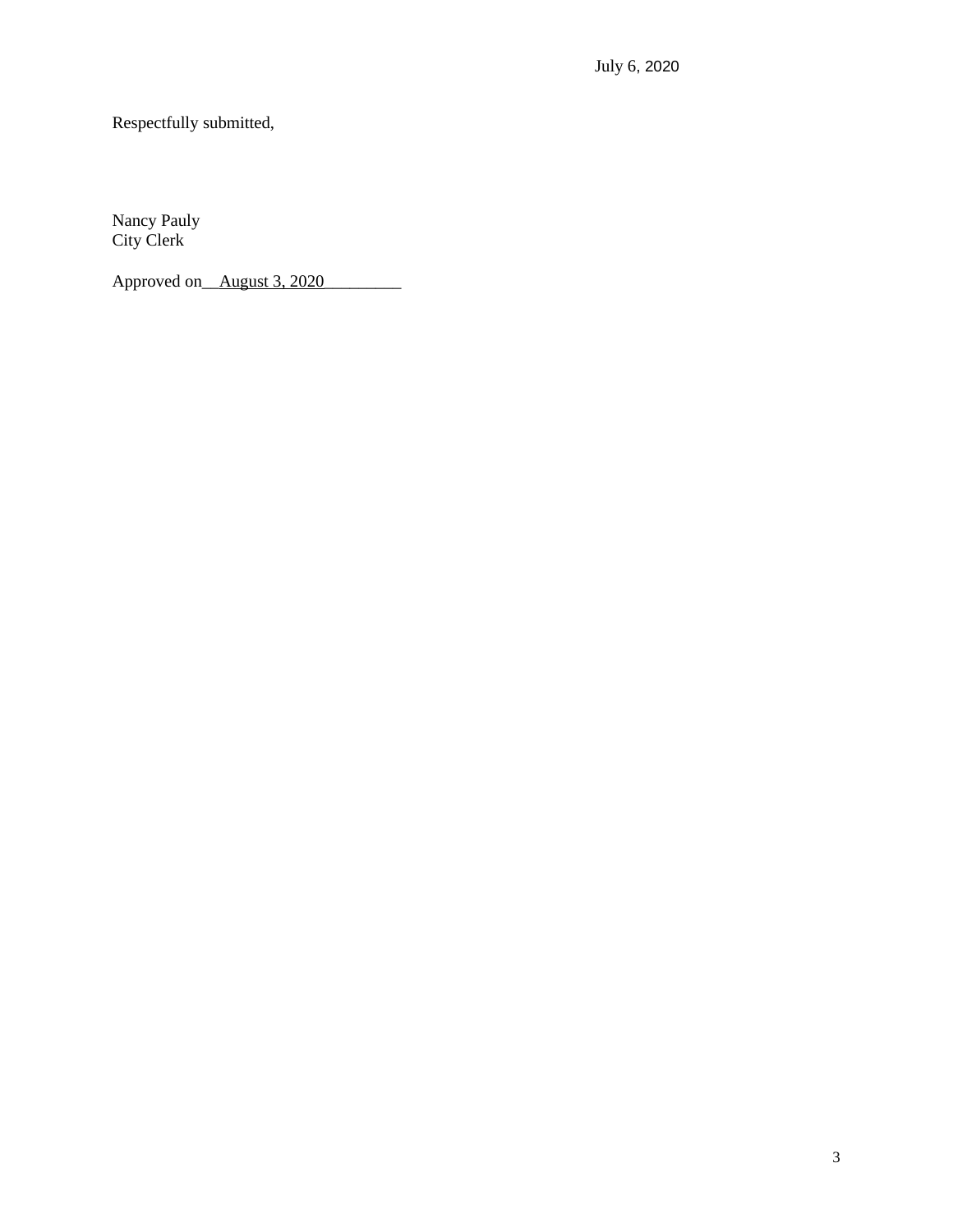Respectfully submitted,

Nancy Pauly
City Clerk

Approved on__August 3, 2020_________